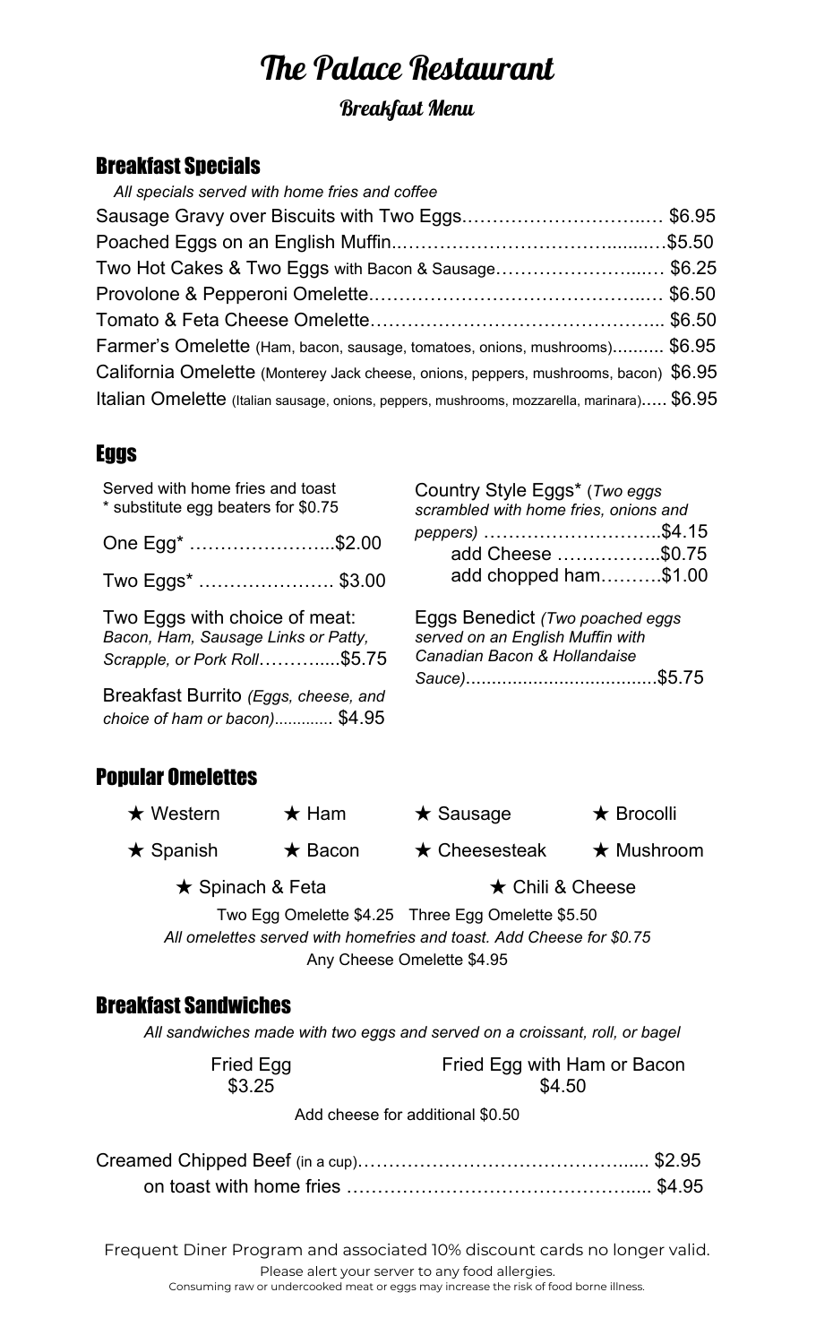# The Palace Restaurant

## Breakfast Menu

### Breakfast Specials

*All specials served with home fries and coffee*

Sausage Gravy over Biscuits with Two Eggs.…………………………..… $6.95

Poached Eggs on an English Muffin..……………………………........…$5.50

Two Hot Cakes & Two Eggs with Bacon & Sausage……………………...… $6.25

Provolone & Pepperoni Omelette.……………………………………..… $6.50

Tomato & Feta Cheese Omelette……………………………………….. $6.50

Farmer's Omelette (Ham, bacon, sausage, tomatoes, onions, mushrooms)..…..... $6.95

California Omelette (Monterey Jack cheese, onions, peppers, mushrooms, bacon) $6.95

Italian Omelette (Italian sausage, onions, peppers, mushrooms, mozzarella, marinara)..... $6.95

### Eggs

Served with home fries and toast
* substitute egg beaters for $0.75

One Egg* …………………...$2.00

Two Eggs* …………………. $3.00

Two Eggs with choice of meat:
*Bacon, Ham, Sausage Links or Patty, Scrapple, or Pork Roll*………....$5.75

Breakfast Burrito *(Eggs, cheese, and choice of ham or bacon)*............ $4.95

Country Style Eggs* (*Two eggs scrambled with home fries, onions and peppers)* ………………………..$4.15
- add Cheese ……………..$0.75
- add chopped ham……….$1.00

Eggs Benedict *(Two poached eggs served on an English Muffin with Canadian Bacon & Hollandaise Sauce)*.....................................$5.75

### Popular Omelettes

★ Western ★ Ham ★ Sausage ★ Brocolli

★ Spanish ★ Bacon ★ Cheesesteak ★ Mushroom

★ Spinach & Feta ★ Chili & Cheese

Two Egg Omelette $4.25 Three Egg Omelette $5.50

*All omelettes served with homefries and toast. Add Cheese for $0.75*

Any Cheese Omelette $4.95

### Breakfast Sandwiches

*All sandwiches made with two eggs and served on a croissant, roll, or bagel*

Fried Egg
$3.25

Fried Egg with Ham or Bacon
$4.50

Add cheese for additional $0.50

Creamed Chipped Beef (in a cup)……………………………………...... $2.95

on toast with home fries ……………………………………….... $4.95

Frequent Diner Program and associated 10% discount cards no longer valid.

Please alert your server to any food allergies.

Consuming raw or undercooked meat or eggs may increase the risk of food borne illness.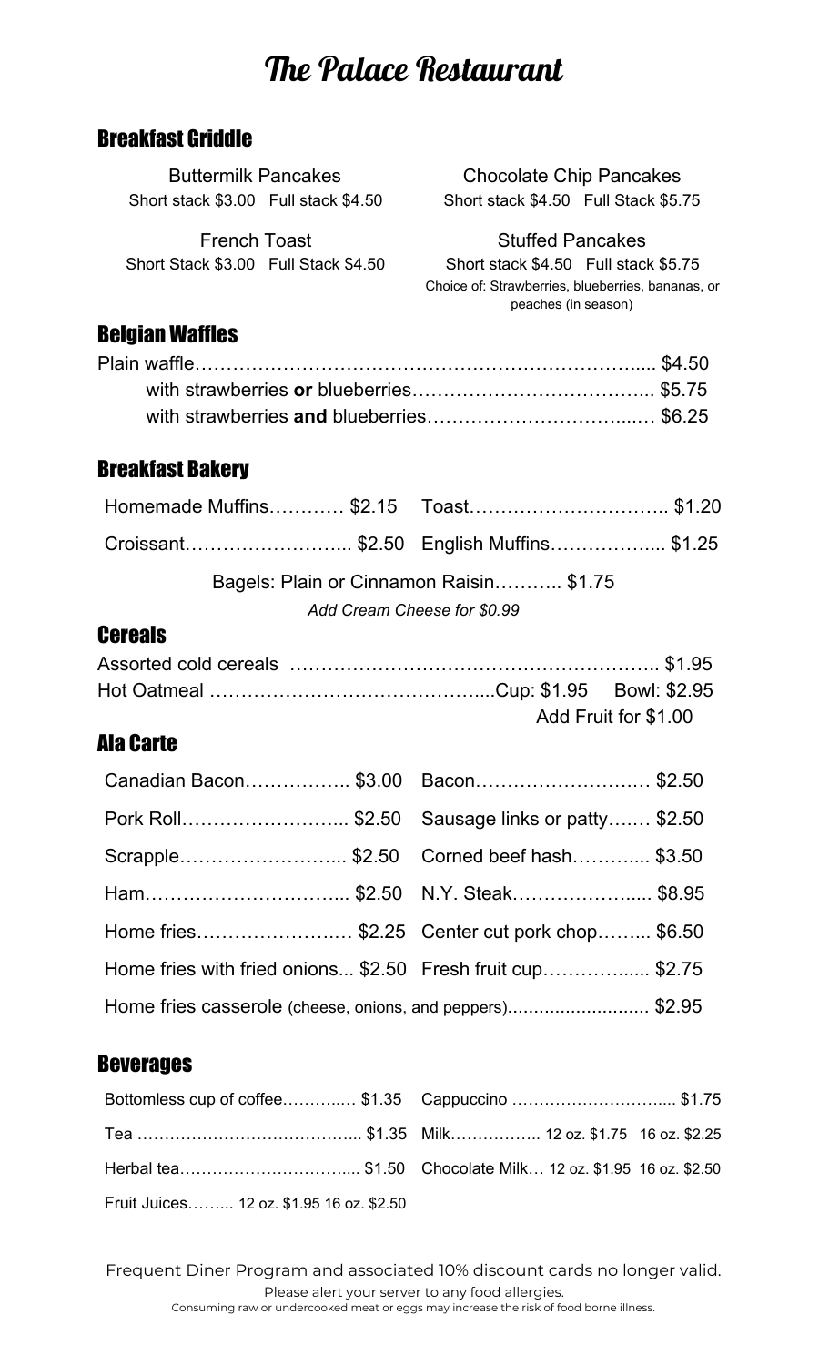# The Palace Restaurant

## Breakfast Griddle

**Buttermilk Pancakes**
Short stack $3.00 Full stack $4.50

**Chocolate Chip Pancakes**
Short stack $4.50 Full Stack $5.75

**French Toast**
Short Stack $3.00 Full Stack $4.50

**Stuffed Pancakes**
Short stack $4.50 Full stack $5.75
Choice of: Strawberries, blueberries, bananas, or peaches (in season)

## Belgian Waffles

Plain waffle…………………………………………………………….... $4.50
- with strawberries **or** blueberries……………………………….. $5.75
- with strawberries **and** blueberries……………………………..… $6.25

## Breakfast Bakery

Homemade Muffins………… $2.15
Toast………………………….. $1.20
Croissant……………………... $2.50
English Muffins…………….... $1.25

Bagels: Plain or Cinnamon Raisin……….. $1.75
*Add Cream Cheese for $0.99*

## Cereals

Assorted cold cereals ……………………………………………….. $1.95
Hot Oatmeal ……………………………………...Cup: $1.95 Bowl: $2.95
Add Fruit for $1.00

## Ala Carte

Canadian Bacon…………….. $3.00
Bacon………………………. $2.50
Pork Roll…………………….. $2.50
Sausage links or patty….… $2.50
Scrapple…………………….. $2.50
Corned beef hash……….... $3.50
Ham………………………... $2.50
N.Y. Steak……………….... $8.95
Home fries……………….…. $2.25
Center cut pork chop…….... $6.50
Home fries with fried onions... $2.50
Fresh fruit cup…………..... $2.75
Home fries casserole (cheese, onions, and peppers)......................... $2.95

## Beverages

Bottomless cup of coffee………..… $1.35
Cappuccino ……………………….... $1.75
Tea ………………………………….. $1.35
Milk……………. 12 oz. $1.75 16 oz. $2.25
Herbal tea……………………….…. $1.50
Chocolate Milk… 12 oz. $1.95 16 oz. $2.50
Fruit Juices……... 12 oz. $1.95 16 oz. $2.50

Frequent Diner Program and associated 10% discount cards no longer valid.
Please alert your server to any food allergies.
Consuming raw or undercooked meat or eggs may increase the risk of food borne illness.